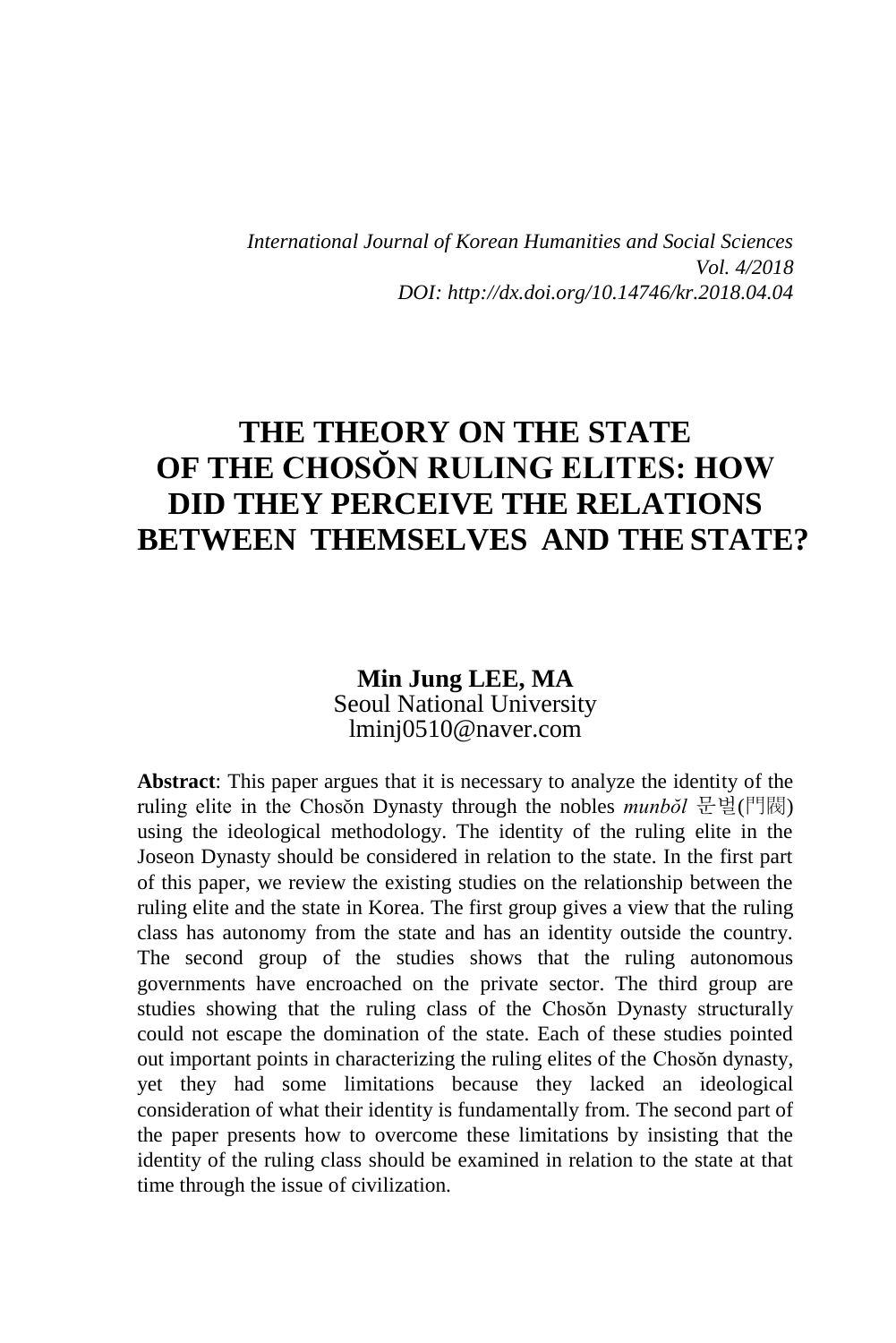*International Journal of Korean Humanities and Social Sciences*
*Vol. 4/2018*
*DOI: http://dx.doi.org/10.14746/kr.2018.04.04*

# THE THEORY ON THE STATE OF THE CHOSŎN RULING ELITES: HOW DID THEY PERCEIVE THE RELATIONS BETWEEN THEMSELVES AND THE STATE?

**Min Jung LEE, MA**
Seoul National University
lminj0510@naver.com

**Abstract**: This paper argues that it is necessary to analyze the identity of the ruling elite in the Chosŏn Dynasty through the nobles *munbŏl* 문벌(門閥) using the ideological methodology. The identity of the ruling elite in the Joseon Dynasty should be considered in relation to the state. In the first part of this paper, we review the existing studies on the relationship between the ruling elite and the state in Korea. The first group gives a view that the ruling class has autonomy from the state and has an identity outside the country. The second group of the studies shows that the ruling autonomous governments have encroached on the private sector. The third group are studies showing that the ruling class of the Chosŏn Dynasty structurally could not escape the domination of the state. Each of these studies pointed out important points in characterizing the ruling elites of the Chosŏn dynasty, yet they had some limitations because they lacked an ideological consideration of what their identity is fundamentally from. The second part of the paper presents how to overcome these limitations by insisting that the identity of the ruling class should be examined in relation to the state at that time through the issue of civilization.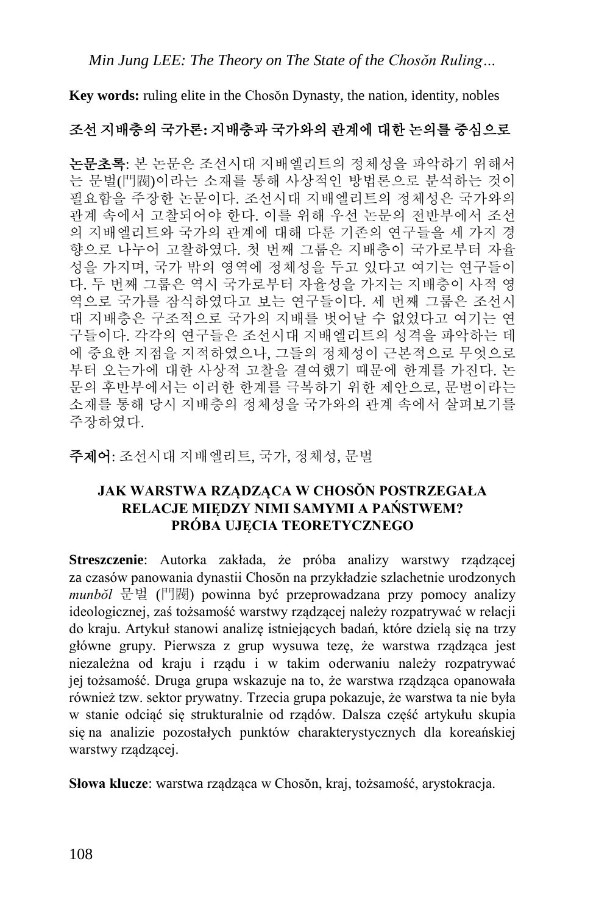**Key words:** ruling elite in the Chosŏn Dynasty, the nation, identity, nobles

## 조선 지배층의 국가론: 지배층과 국가와의 관계에 대한 논의를 중심으로

**논문초록**: 본 논문은 조선시대 지배엘리트의 정체성을 파악하기 위해서는 문벌(門閥)이라는 소재를 통해 사상적인 방법론으로 분석하는 것이 필요함을 주장한 논문이다. 조선시대 지배엘리트의 정체성은 국가와의 관계 속에서 고찰되어야 한다. 이를 위해 우선 논문의 전반부에서 조선의 지배엘리트와 국가의 관계에 대해 다룬 기존의 연구들을 세 가지 경향으로 나누어 고찰하였다. 첫 번째 그룹은 지배층이 국가로부터 자율성을 가지며, 국가 밖의 영역에 정체성을 두고 있다고 여기는 연구들이다. 두 번째 그룹은 역시 국가로부터 자율성을 가지는 지배층이 사적 영역으로 국가를 잠식하였다고 보는 연구들이다. 세 번째 그룹은 조선시대 지배층은 구조적으로 국가의 지배를 벗어날 수 없었다고 여기는 연구들이다. 각각의 연구들은 조선시대 지배엘리트의 성격을 파악하는 데에 중요한 지점을 지적하였으나, 그들의 정체성이 근본적으로 무엇으로부터 오는가에 대한 사상적 고찰을 결여했기 때문에 한계를 가진다. 논문의 후반부에서는 이러한 한계를 극복하기 위한 제안으로, 문벌이라는 소재를 통해 당시 지배층의 정체성을 국가와의 관계 속에서 살펴보기를 주장하였다.

**주제어**: 조선시대 지배엘리트, 국가, 정체성, 문벌

## JAK WARSTWA RZĄDZĄCA W CHOSŎN POSTRZEGAŁA RELACJE MIĘDZY NIMI SAMYMI A PAŃSTWEM? PRÓBA UJĘCIA TEORETYCZNEGO

**Streszczenie**: Autorka zakłada, że próba analizy warstwy rządzącej za czasów panowania dynastii Chosŏn na przykładzie szlachetnie urodzonych *munbŏl* 문벌 (門閥) powinna być przeprowadzana przy pomocy analizy ideologicznej, zaś tożsamość warstwy rządzącej należy rozpatrywać w relacji do kraju. Artykuł stanowi analizę istniejących badań, które dzielą się na trzy główne grupy. Pierwsza z grup wysuwa tezę, że warstwa rządząca jest niezależna od kraju i rządu i w takim oderwaniu należy rozpatrywać jej tożsamość. Druga grupa wskazuje na to, że warstwa rządząca opanowała również tzw. sektor prywatny. Trzecia grupa pokazuje, że warstwa ta nie była w stanie odciąć się strukturalnie od rządów. Dalsza część artykułu skupia się na analizie pozostałych punktów charakterystycznych dla koreańskiej warstwy rządzącej.

**Słowa klucze**: warstwa rządząca w Chosŏn, kraj, tożsamość, arystokracja.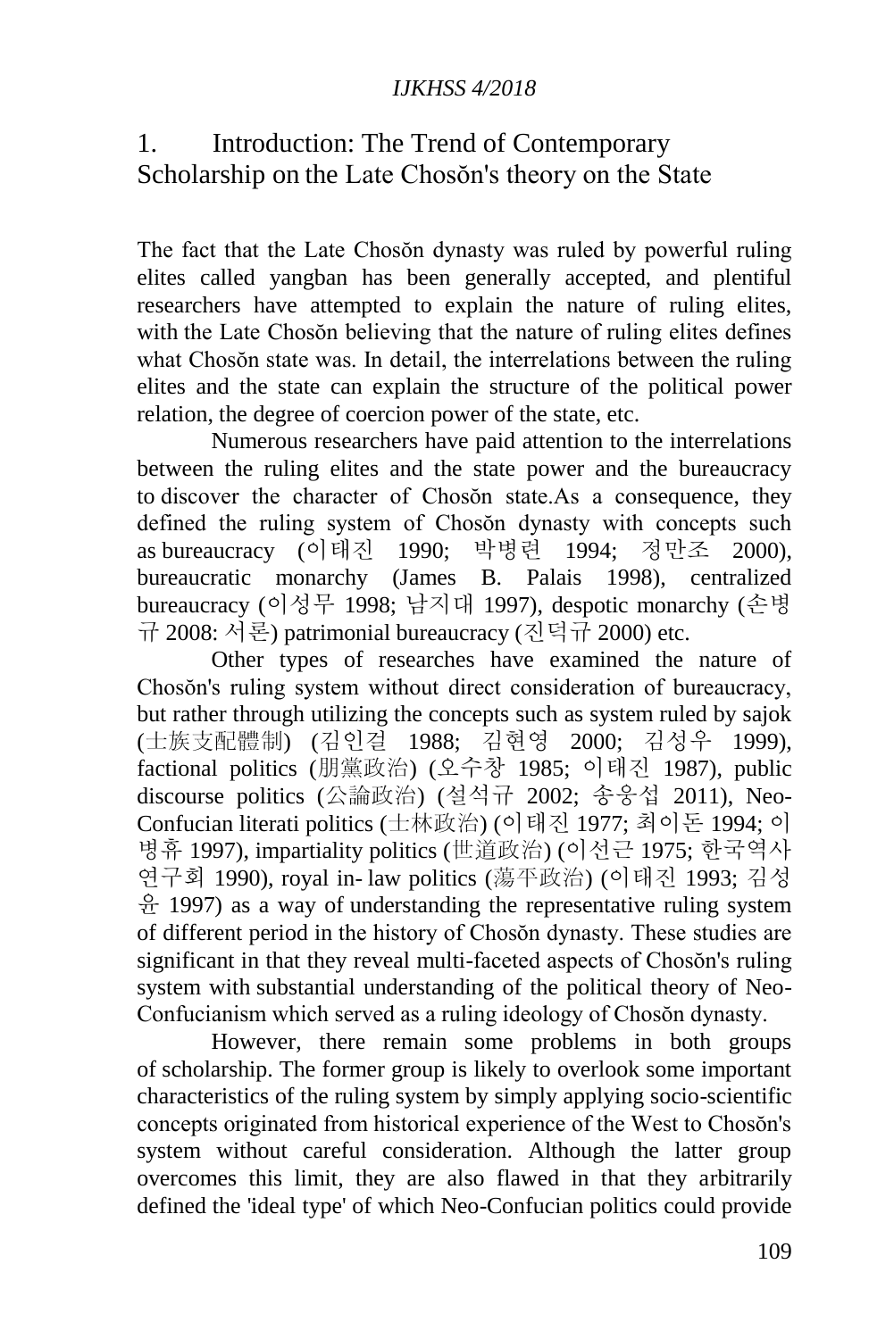## 1. Introduction: The Trend of Contemporary Scholarship on the Late Chosŏn's theory on the State

The fact that the Late Chosŏn dynasty was ruled by powerful ruling elites called yangban has been generally accepted, and plentiful researchers have attempted to explain the nature of ruling elites, with the Late Chosŏn believing that the nature of ruling elites defines what Chosŏn state was. In detail, the interrelations between the ruling elites and the state can explain the structure of the political power relation, the degree of coercion power of the state, etc.

Numerous researchers have paid attention to the interrelations between the ruling elites and the state power and the bureaucracy to discover the character of Chosŏn state.As a consequence, they defined the ruling system of Chosŏn dynasty with concepts such as bureaucracy (이태진 1990; 박병련 1994; 정만조 2000), bureaucratic monarchy (James B. Palais 1998), centralized bureaucracy (이성무 1998; 남지대 1997), despotic monarchy (손병규 2008: 서론) patrimonial bureaucracy (진덕규 2000) etc.

Other types of researches have examined the nature of Chosŏn's ruling system without direct consideration of bureaucracy, but rather through utilizing the concepts such as system ruled by sajok (士族支配體制) (김인걸 1988; 김현영 2000; 김성우 1999), factional politics (朋黨政治) (오수창 1985; 이태진 1987), public discourse politics (公論政治) (설석규 2002; 송웅섭 2011), Neo-Confucian literati politics (士林政治) (이태진 1977; 최이돈 1994; 이병휴 1997), impartiality politics (世道政治) (이선근 1975; 한국역사연구회 1990), royal in- law politics (蕩平政治) (이태진 1993; 김성윤 1997) as a way of understanding the representative ruling system of different period in the history of Chosŏn dynasty. These studies are significant in that they reveal multi-faceted aspects of Chosŏn's ruling system with substantial understanding of the political theory of Neo-Confucianism which served as a ruling ideology of Chosŏn dynasty.

However, there remain some problems in both groups of scholarship. The former group is likely to overlook some important characteristics of the ruling system by simply applying socio-scientific concepts originated from historical experience of the West to Chosŏn's system without careful consideration. Although the latter group overcomes this limit, they are also flawed in that they arbitrarily defined the 'ideal type' of which Neo-Confucian politics could provide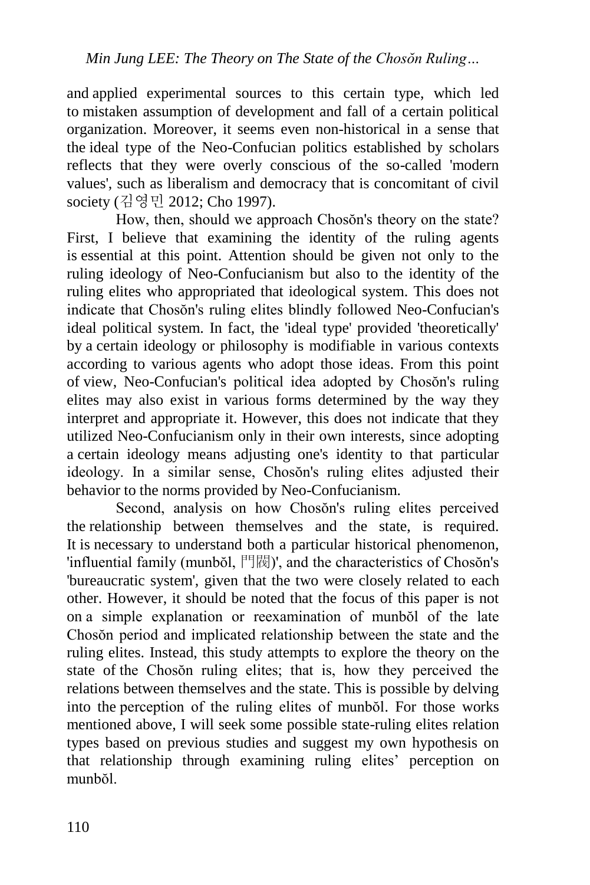and applied experimental sources to this certain type, which led to mistaken assumption of development and fall of a certain political organization. Moreover, it seems even non-historical in a sense that the ideal type of the Neo-Confucian politics established by scholars reflects that they were overly conscious of the so-called 'modern values', such as liberalism and democracy that is concomitant of civil society (김영민 2012; Cho 1997).

How, then, should we approach Chosŏn's theory on the state? First, I believe that examining the identity of the ruling agents is essential at this point. Attention should be given not only to the ruling ideology of Neo-Confucianism but also to the identity of the ruling elites who appropriated that ideological system. This does not indicate that Chosŏn's ruling elites blindly followed Neo-Confucian's ideal political system. In fact, the 'ideal type' provided 'theoretically' by a certain ideology or philosophy is modifiable in various contexts according to various agents who adopt those ideas. From this point of view, Neo-Confucian's political idea adopted by Chosŏn's ruling elites may also exist in various forms determined by the way they interpret and appropriate it. However, this does not indicate that they utilized Neo-Confucianism only in their own interests, since adopting a certain ideology means adjusting one's identity to that particular ideology. In a similar sense, Chosŏn's ruling elites adjusted their behavior to the norms provided by Neo-Confucianism.

Second, analysis on how Chosŏn's ruling elites perceived the relationship between themselves and the state, is required. It is necessary to understand both a particular historical phenomenon, 'influential family (munbŏl, 門閥)', and the characteristics of Chosŏn's 'bureaucratic system', given that the two were closely related to each other. However, it should be noted that the focus of this paper is not on a simple explanation or reexamination of munbŏl of the late Chosŏn period and implicated relationship between the state and the ruling elites. Instead, this study attempts to explore the theory on the state of the Chosŏn ruling elites; that is, how they perceived the relations between themselves and the state. This is possible by delving into the perception of the ruling elites of munbŏl. For those works mentioned above, I will seek some possible state-ruling elites relation types based on previous studies and suggest my own hypothesis on that relationship through examining ruling elites' perception on munbŏl.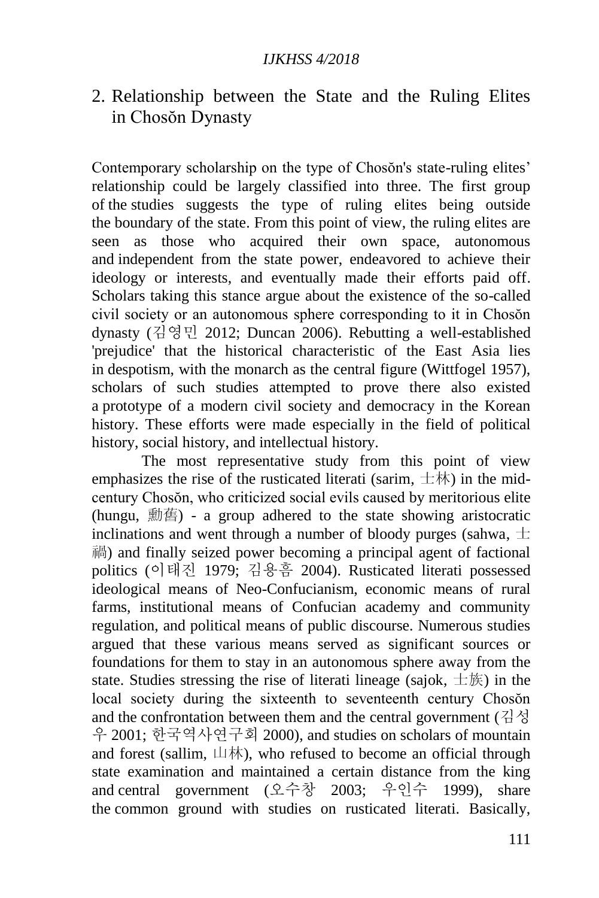## 2. Relationship between the State and the Ruling Elites in Chosŏn Dynasty

Contemporary scholarship on the type of Chosŏn's state-ruling elites' relationship could be largely classified into three. The first group of the studies suggests the type of ruling elites being outside the boundary of the state. From this point of view, the ruling elites are seen as those who acquired their own space, autonomous and independent from the state power, endeavored to achieve their ideology or interests, and eventually made their efforts paid off. Scholars taking this stance argue about the existence of the so-called civil society or an autonomous sphere corresponding to it in Chosŏn dynasty (김영민 2012; Duncan 2006). Rebutting a well-established 'prejudice' that the historical characteristic of the East Asia lies in despotism, with the monarch as the central figure (Wittfogel 1957), scholars of such studies attempted to prove there also existed a prototype of a modern civil society and democracy in the Korean history. These efforts were made especially in the field of political history, social history, and intellectual history.

The most representative study from this point of view emphasizes the rise of the rusticated literati (sarim, 士林) in the mid-century Chosŏn, who criticized social evils caused by meritorious elite (hungu, 勳舊) - a group adhered to the state showing aristocratic inclinations and went through a number of bloody purges (sahwa, 士禍) and finally seized power becoming a principal agent of factional politics (이태진 1979; 김용흠 2004). Rusticated literati possessed ideological means of Neo-Confucianism, economic means of rural farms, institutional means of Confucian academy and community regulation, and political means of public discourse. Numerous studies argued that these various means served as significant sources or foundations for them to stay in an autonomous sphere away from the state. Studies stressing the rise of literati lineage (sajok, 士族) in the local society during the sixteenth to seventeenth century Chosŏn and the confrontation between them and the central government (김성우 2001; 한국역사연구회 2000), and studies on scholars of mountain and forest (sallim, 山林), who refused to become an official through state examination and maintained a certain distance from the king and central government (오수창 2003; 우인수 1999), share the common ground with studies on rusticated literati. Basically,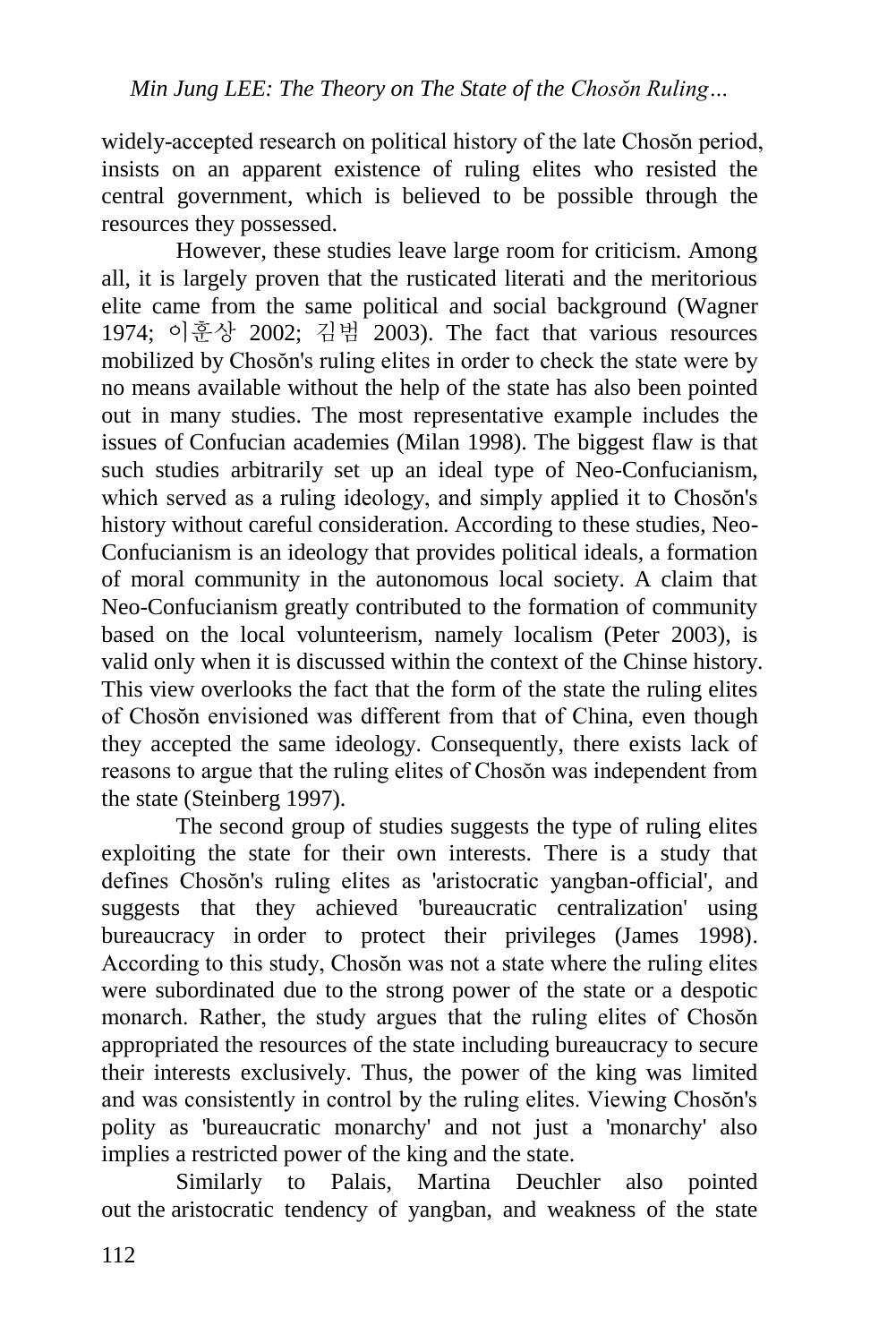widely-accepted research on political history of the late Chosŏn period, insists on an apparent existence of ruling elites who resisted the central government, which is believed to be possible through the resources they possessed.

However, these studies leave large room for criticism. Among all, it is largely proven that the rusticated literati and the meritorious elite came from the same political and social background (Wagner 1974; 이훈상 2002; 김범 2003). The fact that various resources mobilized by Chosŏn's ruling elites in order to check the state were by no means available without the help of the state has also been pointed out in many studies. The most representative example includes the issues of Confucian academies (Milan 1998). The biggest flaw is that such studies arbitrarily set up an ideal type of Neo-Confucianism, which served as a ruling ideology, and simply applied it to Chosŏn's history without careful consideration. According to these studies, Neo-Confucianism is an ideology that provides political ideals, a formation of moral community in the autonomous local society. A claim that Neo-Confucianism greatly contributed to the formation of community based on the local volunteerism, namely localism (Peter 2003), is valid only when it is discussed within the context of the Chinse history. This view overlooks the fact that the form of the state the ruling elites of Chosŏn envisioned was different from that of China, even though they accepted the same ideology. Consequently, there exists lack of reasons to argue that the ruling elites of Chosŏn was independent from the state (Steinberg 1997).

The second group of studies suggests the type of ruling elites exploiting the state for their own interests. There is a study that defines Chosŏn's ruling elites as 'aristocratic yangban-official', and suggests that they achieved 'bureaucratic centralization' using bureaucracy in order to protect their privileges (James 1998). According to this study, Chosŏn was not a state where the ruling elites were subordinated due to the strong power of the state or a despotic monarch. Rather, the study argues that the ruling elites of Chosŏn appropriated the resources of the state including bureaucracy to secure their interests exclusively. Thus, the power of the king was limited and was consistently in control by the ruling elites. Viewing Chosŏn's polity as 'bureaucratic monarchy' and not just a 'monarchy' also implies a restricted power of the king and the state.

Similarly to Palais, Martina Deuchler also pointed out the aristocratic tendency of yangban, and weakness of the state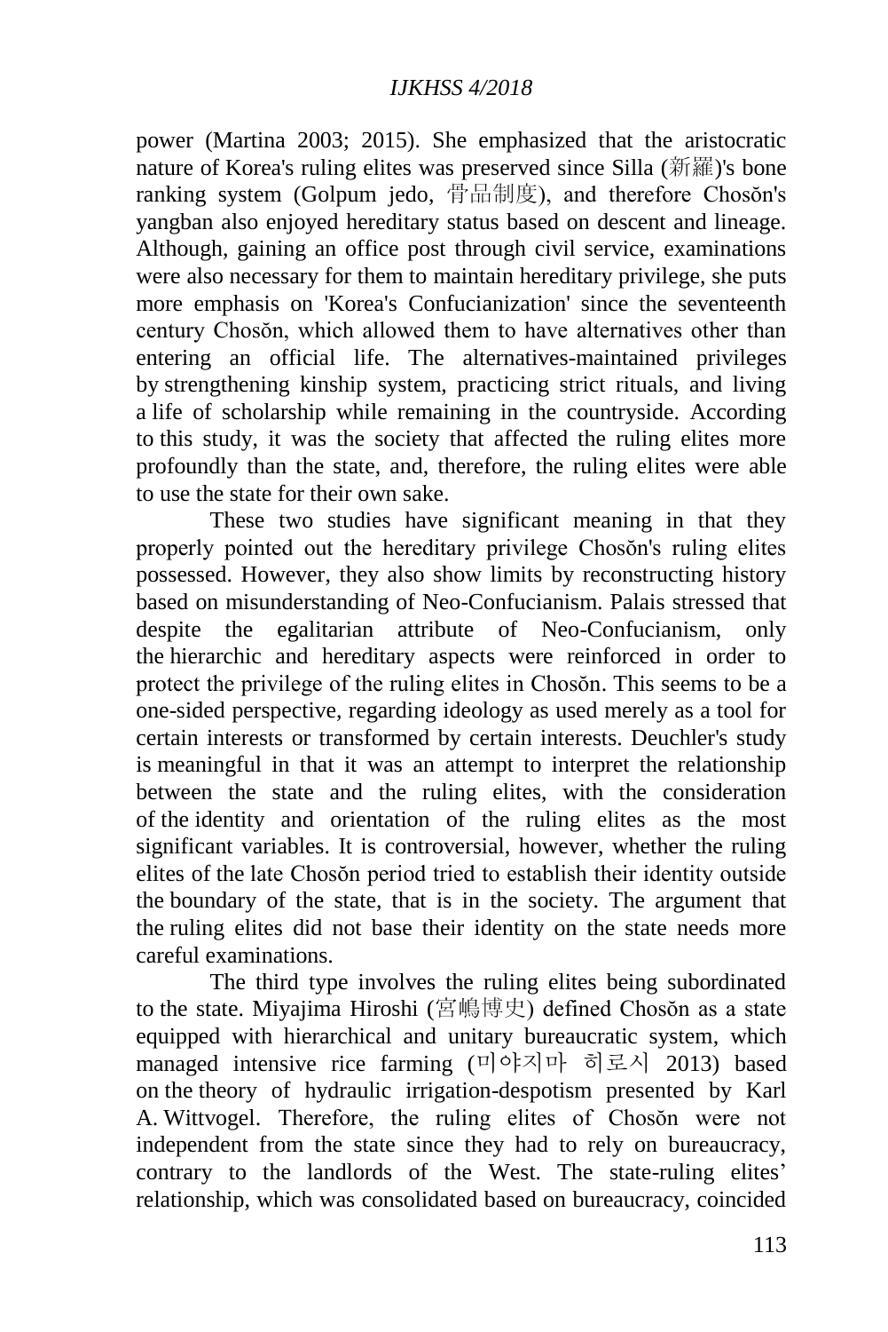power (Martina 2003; 2015). She emphasized that the aristocratic nature of Korea's ruling elites was preserved since Silla (新羅)'s bone ranking system (Golpum jedo, 骨品制度), and therefore Chosŏn's yangban also enjoyed hereditary status based on descent and lineage. Although, gaining an office post through civil service, examinations were also necessary for them to maintain hereditary privilege, she puts more emphasis on 'Korea's Confucianization' since the seventeenth century Chosŏn, which allowed them to have alternatives other than entering an official life. The alternatives-maintained privileges by strengthening kinship system, practicing strict rituals, and living a life of scholarship while remaining in the countryside. According to this study, it was the society that affected the ruling elites more profoundly than the state, and, therefore, the ruling elites were able to use the state for their own sake.

These two studies have significant meaning in that they properly pointed out the hereditary privilege Chosŏn's ruling elites possessed. However, they also show limits by reconstructing history based on misunderstanding of Neo-Confucianism. Palais stressed that despite the egalitarian attribute of Neo-Confucianism, only the hierarchic and hereditary aspects were reinforced in order to protect the privilege of the ruling elites in Chosŏn. This seems to be a one-sided perspective, regarding ideology as used merely as a tool for certain interests or transformed by certain interests. Deuchler's study is meaningful in that it was an attempt to interpret the relationship between the state and the ruling elites, with the consideration of the identity and orientation of the ruling elites as the most significant variables. It is controversial, however, whether the ruling elites of the late Chosŏn period tried to establish their identity outside the boundary of the state, that is in the society. The argument that the ruling elites did not base their identity on the state needs more careful examinations.

The third type involves the ruling elites being subordinated to the state. Miyajima Hiroshi (宮嶋博史) defined Chosŏn as a state equipped with hierarchical and unitary bureaucratic system, which managed intensive rice farming (미야지마 히로시 2013) based on the theory of hydraulic irrigation-despotism presented by Karl A. Wittvogel. Therefore, the ruling elites of Chosŏn were not independent from the state since they had to rely on bureaucracy, contrary to the landlords of the West. The state-ruling elites' relationship, which was consolidated based on bureaucracy, coincided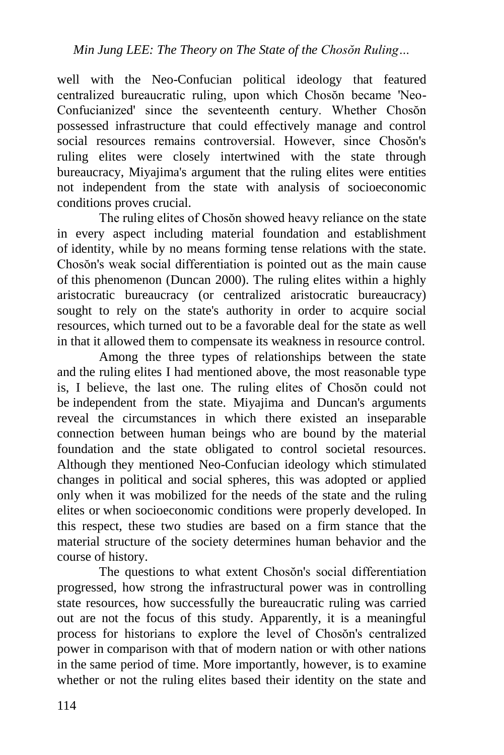well with the Neo-Confucian political ideology that featured centralized bureaucratic ruling, upon which Chosŏn became 'Neo-Confucianized' since the seventeenth century. Whether Chosŏn possessed infrastructure that could effectively manage and control social resources remains controversial. However, since Chosŏn's ruling elites were closely intertwined with the state through bureaucracy, Miyajima's argument that the ruling elites were entities not independent from the state with analysis of socioeconomic conditions proves crucial.

The ruling elites of Chosŏn showed heavy reliance on the state in every aspect including material foundation and establishment of identity, while by no means forming tense relations with the state. Chosŏn's weak social differentiation is pointed out as the main cause of this phenomenon (Duncan 2000). The ruling elites within a highly aristocratic bureaucracy (or centralized aristocratic bureaucracy) sought to rely on the state's authority in order to acquire social resources, which turned out to be a favorable deal for the state as well in that it allowed them to compensate its weakness in resource control.

Among the three types of relationships between the state and the ruling elites I had mentioned above, the most reasonable type is, I believe, the last one. The ruling elites of Chosŏn could not be independent from the state. Miyajima and Duncan's arguments reveal the circumstances in which there existed an inseparable connection between human beings who are bound by the material foundation and the state obligated to control societal resources. Although they mentioned Neo-Confucian ideology which stimulated changes in political and social spheres, this was adopted or applied only when it was mobilized for the needs of the state and the ruling elites or when socioeconomic conditions were properly developed. In this respect, these two studies are based on a firm stance that the material structure of the society determines human behavior and the course of history.

The questions to what extent Chosŏn's social differentiation progressed, how strong the infrastructural power was in controlling state resources, how successfully the bureaucratic ruling was carried out are not the focus of this study. Apparently, it is a meaningful process for historians to explore the level of Chosŏn's centralized power in comparison with that of modern nation or with other nations in the same period of time. More importantly, however, is to examine whether or not the ruling elites based their identity on the state and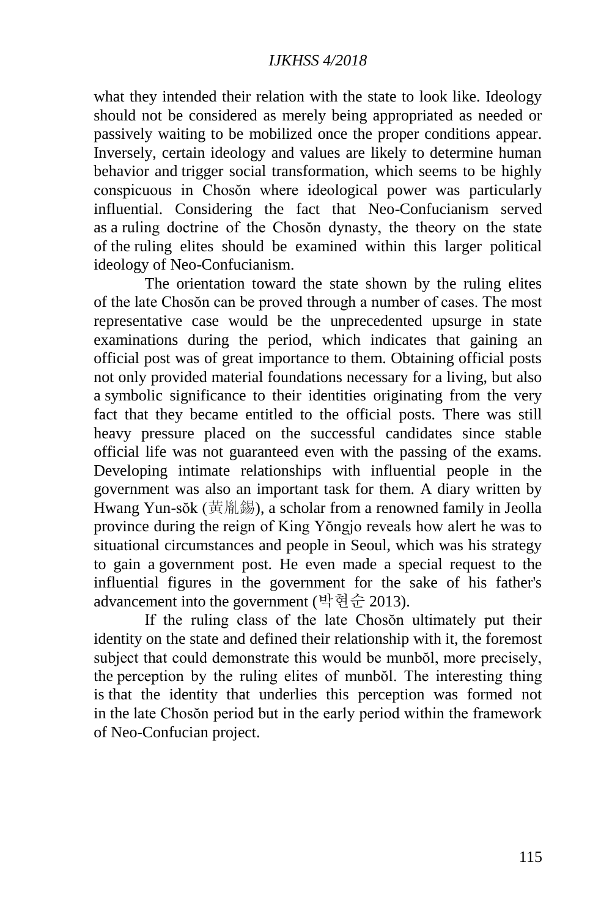what they intended their relation with the state to look like. Ideology should not be considered as merely being appropriated as needed or passively waiting to be mobilized once the proper conditions appear. Inversely, certain ideology and values are likely to determine human behavior and trigger social transformation, which seems to be highly conspicuous in Chosŏn where ideological power was particularly influential. Considering the fact that Neo-Confucianism served as a ruling doctrine of the Chosŏn dynasty, the theory on the state of the ruling elites should be examined within this larger political ideology of Neo-Confucianism.

The orientation toward the state shown by the ruling elites of the late Chosŏn can be proved through a number of cases. The most representative case would be the unprecedented upsurge in state examinations during the period, which indicates that gaining an official post was of great importance to them. Obtaining official posts not only provided material foundations necessary for a living, but also a symbolic significance to their identities originating from the very fact that they became entitled to the official posts. There was still heavy pressure placed on the successful candidates since stable official life was not guaranteed even with the passing of the exams. Developing intimate relationships with influential people in the government was also an important task for them. A diary written by Hwang Yun-sŏk (黃胤錫), a scholar from a renowned family in Jeolla province during the reign of King Yŏngjo reveals how alert he was to situational circumstances and people in Seoul, which was his strategy to gain a government post. He even made a special request to the influential figures in the government for the sake of his father's advancement into the government (박현순 2013).

If the ruling class of the late Chosŏn ultimately put their identity on the state and defined their relationship with it, the foremost subject that could demonstrate this would be munbŏl, more precisely, the perception by the ruling elites of munbŏl. The interesting thing is that the identity that underlies this perception was formed not in the late Chosŏn period but in the early period within the framework of Neo-Confucian project.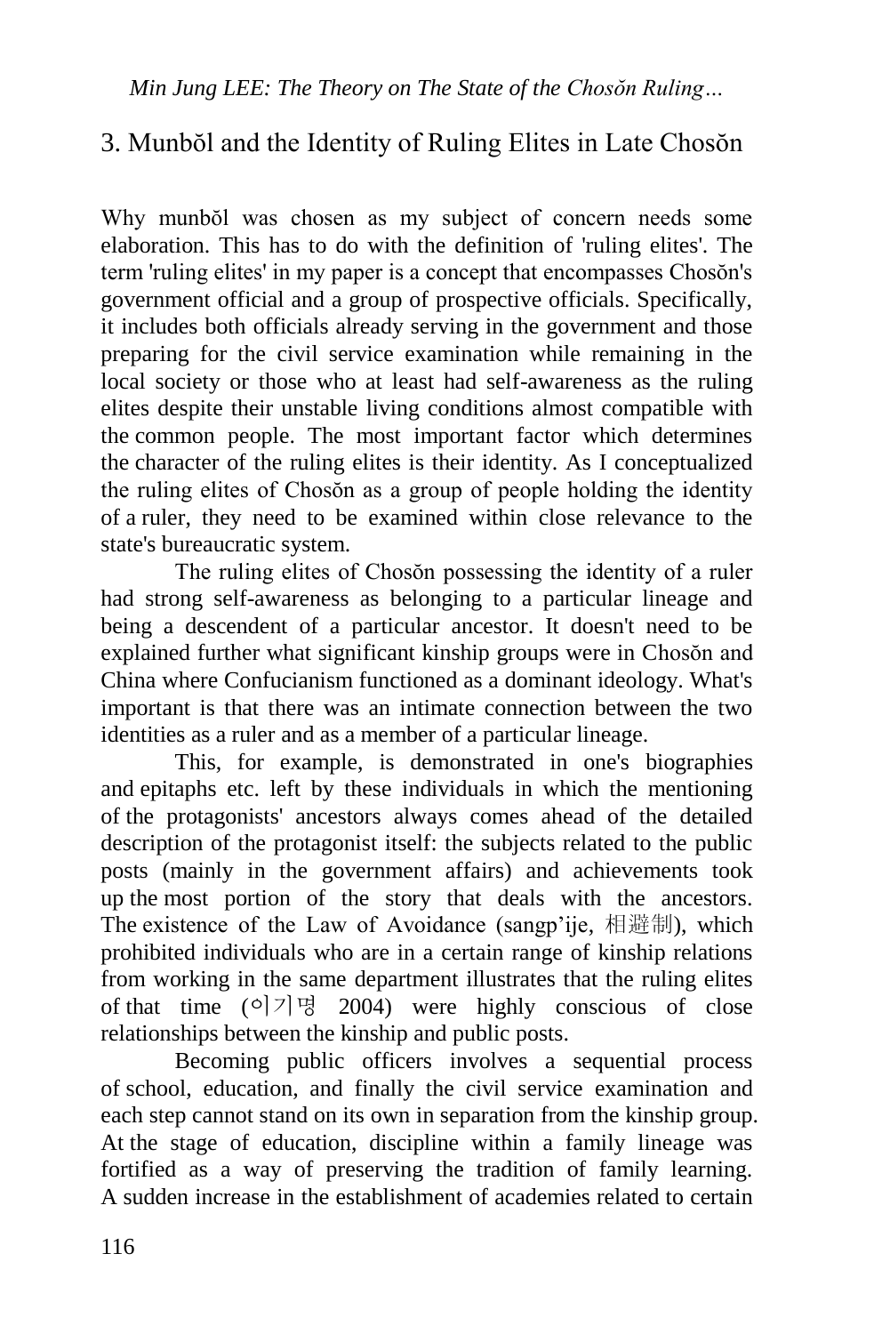## 3. Munbŏl and the Identity of Ruling Elites in Late Chosŏn

Why munbŏl was chosen as my subject of concern needs some elaboration. This has to do with the definition of 'ruling elites'. The term 'ruling elites' in my paper is a concept that encompasses Chosŏn's government official and a group of prospective officials. Specifically, it includes both officials already serving in the government and those preparing for the civil service examination while remaining in the local society or those who at least had self-awareness as the ruling elites despite their unstable living conditions almost compatible with the common people. The most important factor which determines the character of the ruling elites is their identity. As I conceptualized the ruling elites of Chosŏn as a group of people holding the identity of a ruler, they need to be examined within close relevance to the state's bureaucratic system.

The ruling elites of Chosŏn possessing the identity of a ruler had strong self-awareness as belonging to a particular lineage and being a descendent of a particular ancestor. It doesn't need to be explained further what significant kinship groups were in Chosŏn and China where Confucianism functioned as a dominant ideology. What's important is that there was an intimate connection between the two identities as a ruler and as a member of a particular lineage.

This, for example, is demonstrated in one's biographies and epitaphs etc. left by these individuals in which the mentioning of the protagonists' ancestors always comes ahead of the detailed description of the protagonist itself: the subjects related to the public posts (mainly in the government affairs) and achievements took up the most portion of the story that deals with the ancestors. The existence of the Law of Avoidance (sangp'ije, 相避制), which prohibited individuals who are in a certain range of kinship relations from working in the same department illustrates that the ruling elites of that time (이기명 2004) were highly conscious of close relationships between the kinship and public posts.

Becoming public officers involves a sequential process of school, education, and finally the civil service examination and each step cannot stand on its own in separation from the kinship group. At the stage of education, discipline within a family lineage was fortified as a way of preserving the tradition of family learning. A sudden increase in the establishment of academies related to certain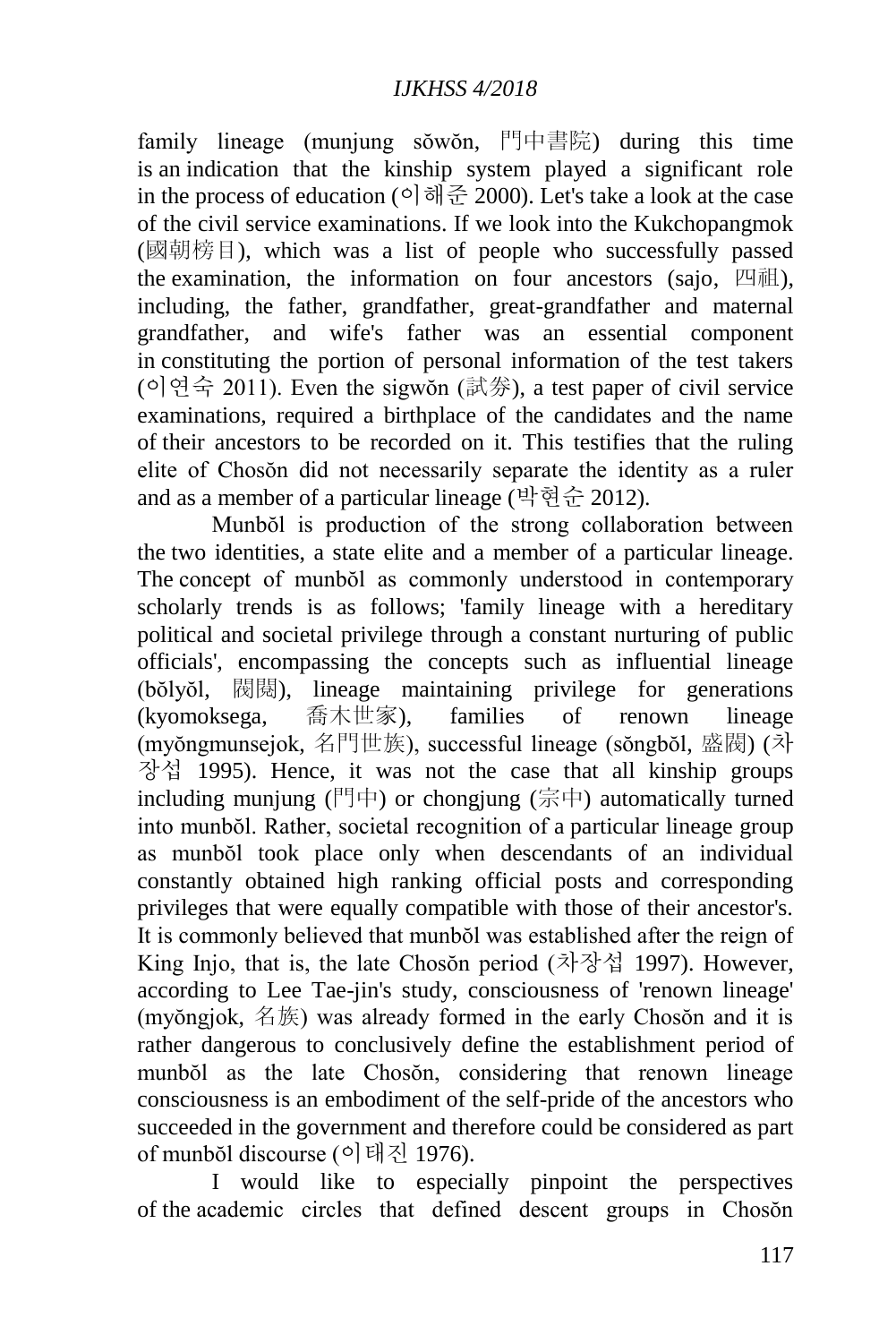family lineage (munjung sŏwŏn, 門中書院) during this time is an indication that the kinship system played a significant role in the process of education (이해준 2000). Let's take a look at the case of the civil service examinations. If we look into the Kukchopangmok (國朝榜目), which was a list of people who successfully passed the examination, the information on four ancestors (sajo, 四祖), including, the father, grandfather, great-grandfather and maternal grandfather, and wife's father was an essential component in constituting the portion of personal information of the test takers (이연숙 2011). Even the sigwŏn (試劵), a test paper of civil service examinations, required a birthplace of the candidates and the name of their ancestors to be recorded on it. This testifies that the ruling elite of Chosŏn did not necessarily separate the identity as a ruler and as a member of a particular lineage (박현순 2012).

Munbŏl is production of the strong collaboration between the two identities, a state elite and a member of a particular lineage. The concept of munbŏl as commonly understood in contemporary scholarly trends is as follows; 'family lineage with a hereditary political and societal privilege through a constant nurturing of public officials', encompassing the concepts such as influential lineage (bŏlyŏl, 閥閱), lineage maintaining privilege for generations (kyomoksega, 喬木世家), families of renown lineage (myŏngmunsejok, 名門世族), successful lineage (sŏngbŏl, 盛閥) (차장섭 1995). Hence, it was not the case that all kinship groups including munjung (門中) or chongjung (宗中) automatically turned into munbŏl. Rather, societal recognition of a particular lineage group as munbŏl took place only when descendants of an individual constantly obtained high ranking official posts and corresponding privileges that were equally compatible with those of their ancestor's. It is commonly believed that munbŏl was established after the reign of King Injo, that is, the late Chosŏn period (차장섭 1997). However, according to Lee Tae-jin's study, consciousness of 'renown lineage' (myŏngjok, 名族) was already formed in the early Chosŏn and it is rather dangerous to conclusively define the establishment period of munbŏl as the late Chosŏn, considering that renown lineage consciousness is an embodiment of the self-pride of the ancestors who succeeded in the government and therefore could be considered as part of munbŏl discourse (이태진 1976).

I would like to especially pinpoint the perspectives of the academic circles that defined descent groups in Chosŏn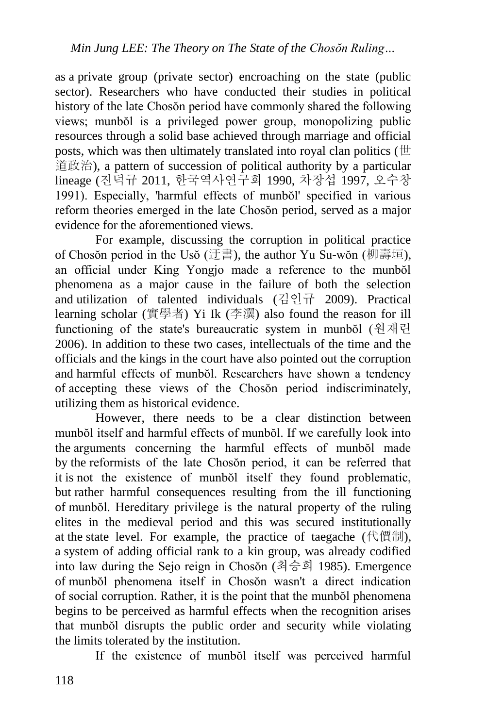as a private group (private sector) encroaching on the state (public sector). Researchers who have conducted their studies in political history of the late Chosŏn period have commonly shared the following views; munbŏl is a privileged power group, monopolizing public resources through a solid base achieved through marriage and official posts, which was then ultimately translated into royal clan politics (世道政治), a pattern of succession of political authority by a particular lineage (진덕규 2011, 한국역사연구회 1990, 차장섭 1997, 오수창 1991). Especially, 'harmful effects of munbŏl' specified in various reform theories emerged in the late Chosŏn period, served as a major evidence for the aforementioned views.

For example, discussing the corruption in political practice of Chosŏn period in the Usŏ (迂書), the author Yu Su-wŏn (柳壽垣), an official under King Yongjo made a reference to the munbŏl phenomena as a major cause in the failure of both the selection and utilization of talented individuals (김인규 2009). Practical learning scholar (實學者) Yi Ik (李瀷) also found the reason for ill functioning of the state's bureaucratic system in munbŏl (원재린 2006). In addition to these two cases, intellectuals of the time and the officials and the kings in the court have also pointed out the corruption and harmful effects of munbŏl. Researchers have shown a tendency of accepting these views of the Chosŏn period indiscriminately, utilizing them as historical evidence.

However, there needs to be a clear distinction between munbŏl itself and harmful effects of munbŏl. If we carefully look into the arguments concerning the harmful effects of munbŏl made by the reformists of the late Chosŏn period, it can be referred that it is not the existence of munbŏl itself they found problematic, but rather harmful consequences resulting from the ill functioning of munbŏl. Hereditary privilege is the natural property of the ruling elites in the medieval period and this was secured institutionally at the state level. For example, the practice of taegache (代價制), a system of adding official rank to a kin group, was already codified into law during the Sejo reign in Chosŏn (최승희 1985). Emergence of munbŏl phenomena itself in Chosŏn wasn't a direct indication of social corruption. Rather, it is the point that the munbŏl phenomena begins to be perceived as harmful effects when the recognition arises that munbŏl disrupts the public order and security while violating the limits tolerated by the institution.

If the existence of munbŏl itself was perceived harmful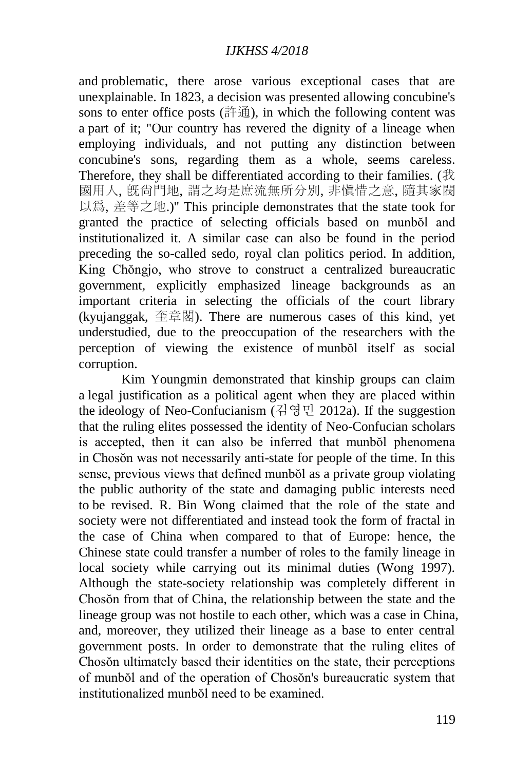and problematic, there arose various exceptional cases that are unexplainable. In 1823, a decision was presented allowing concubine's sons to enter office posts (許通), in which the following content was a part of it; "Our country has revered the dignity of a lineage when employing individuals, and not putting any distinction between concubine's sons, regarding them as a whole, seems careless. Therefore, they shall be differentiated according to their families. (我國用人, 旣尙門地, 謂之均是庶流無所分別, 非愼惜之意, 隨其家閥以爲, 差等之地.)" This principle demonstrates that the state took for granted the practice of selecting officials based on munbŏl and institutionalized it. A similar case can also be found in the period preceding the so-called sedo, royal clan politics period. In addition, King Chŏngjo, who strove to construct a centralized bureaucratic government, explicitly emphasized lineage backgrounds as an important criteria in selecting the officials of the court library (kyujanggak, 奎章閣). There are numerous cases of this kind, yet understudied, due to the preoccupation of the researchers with the perception of viewing the existence of munbŏl itself as social corruption.

Kim Youngmin demonstrated that kinship groups can claim a legal justification as a political agent when they are placed within the ideology of Neo-Confucianism (김영민 2012a). If the suggestion that the ruling elites possessed the identity of Neo-Confucian scholars is accepted, then it can also be inferred that munbŏl phenomena in Chosŏn was not necessarily anti-state for people of the time. In this sense, previous views that defined munbŏl as a private group violating the public authority of the state and damaging public interests need to be revised. R. Bin Wong claimed that the role of the state and society were not differentiated and instead took the form of fractal in the case of China when compared to that of Europe: hence, the Chinese state could transfer a number of roles to the family lineage in local society while carrying out its minimal duties (Wong 1997). Although the state-society relationship was completely different in Chosŏn from that of China, the relationship between the state and the lineage group was not hostile to each other, which was a case in China, and, moreover, they utilized their lineage as a base to enter central government posts. In order to demonstrate that the ruling elites of Chosŏn ultimately based their identities on the state, their perceptions of munbŏl and of the operation of Chosŏn's bureaucratic system that institutionalized munbŏl need to be examined.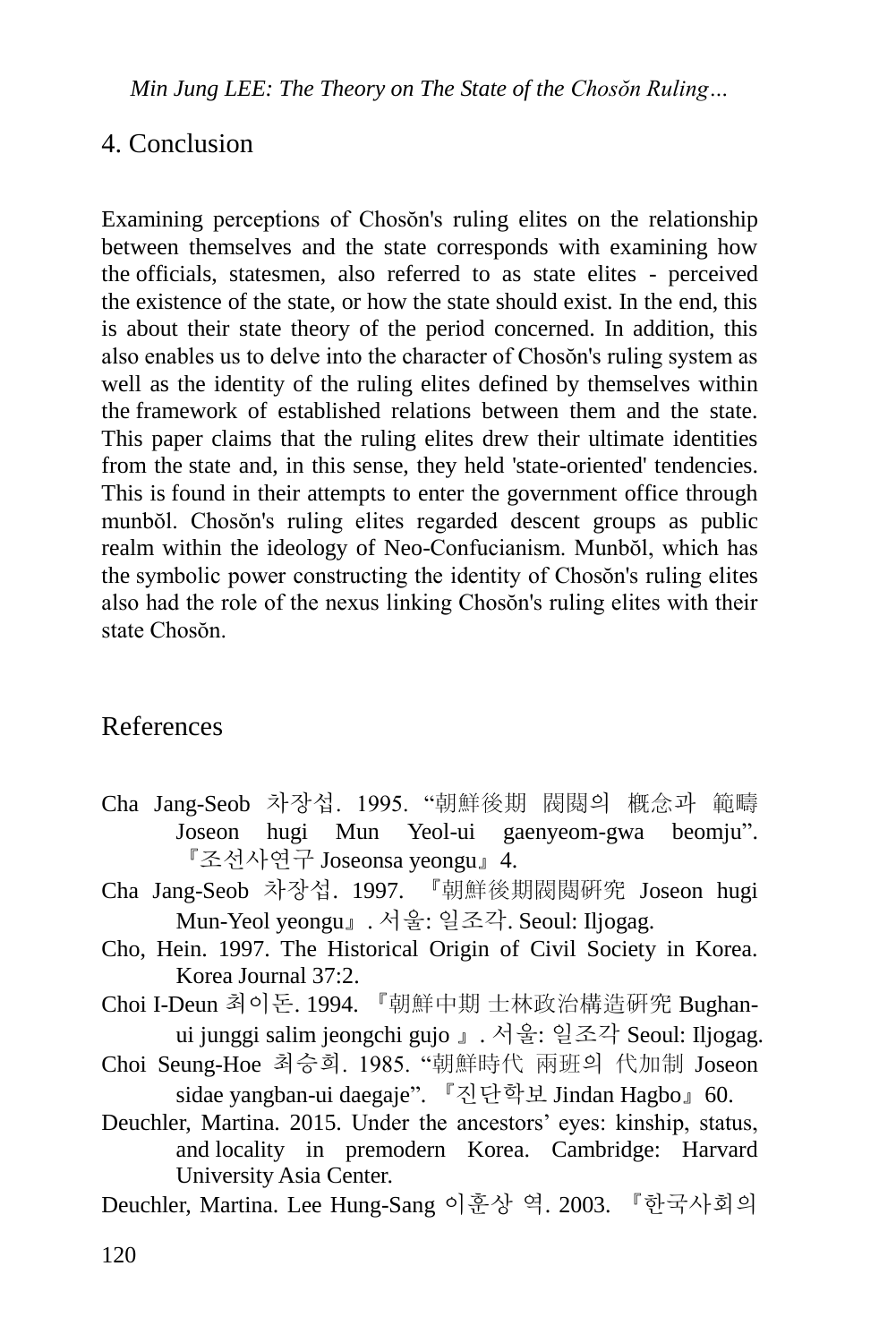## 4. Conclusion

Examining perceptions of Chosŏn's ruling elites on the relationship between themselves and the state corresponds with examining how the officials, statesmen, also referred to as state elites - perceived the existence of the state, or how the state should exist. In the end, this is about their state theory of the period concerned. In addition, this also enables us to delve into the character of Chosŏn's ruling system as well as the identity of the ruling elites defined by themselves within the framework of established relations between them and the state. This paper claims that the ruling elites drew their ultimate identities from the state and, in this sense, they held 'state-oriented' tendencies. This is found in their attempts to enter the government office through munbŏl. Chosŏn's ruling elites regarded descent groups as public realm within the ideology of Neo-Confucianism. Munbŏl, which has the symbolic power constructing the identity of Chosŏn's ruling elites also had the role of the nexus linking Chosŏn's ruling elites with their state Chosŏn.

## References

Cha Jang-Seob 차장섭. 1995. "朝鮮後期 閥閱의 概念과 範疇 Joseon hugi Mun Yeol-ui gaenyeom-gwa beomju". 『조선사연구 Joseonsa yeongu』 4.

Cha Jang-Seob 차장섭. 1997. 『朝鮮後期閥閱硏究 Joseon hugi Mun-Yeol yeongu』. 서울: 일조각. Seoul: Iljogag.

Cho, Hein. 1997. The Historical Origin of Civil Society in Korea. Korea Journal 37:2.

Choi I-Deun 최이돈. 1994. 『朝鮮中期 士林政治構造硏究 Bughan-ui junggi salim jeongchi gujo 』. 서울: 일조각 Seoul: Iljogag.

Choi Seung-Hoe 최승희. 1985. "朝鮮時代 兩班의 代加制 Joseon sidae yangban-ui daegaje". 『진단학보 Jindan Hagbo』 60.

Deuchler, Martina. 2015. Under the ancestors' eyes: kinship, status, and locality in premodern Korea. Cambridge: Harvard University Asia Center.

Deuchler, Martina. Lee Hung-Sang 이훈상 역. 2003. 『한국사회의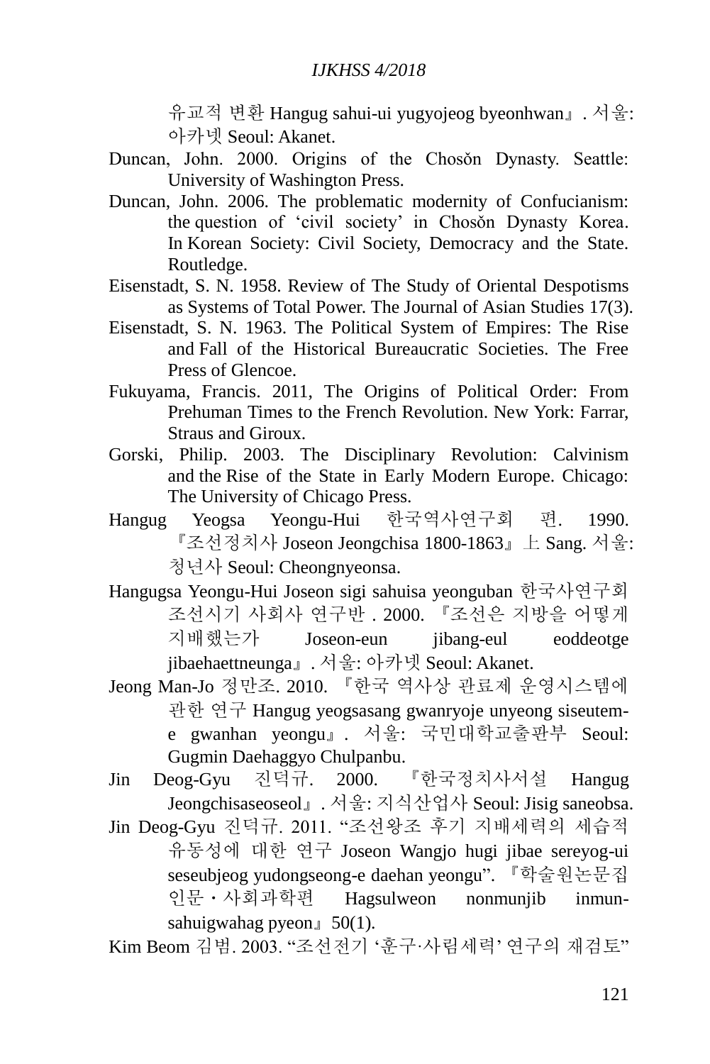유교적 변환 Hangug sahui-ui yugyojeog byeonhwan』. 서울: 아카넷 Seoul: Akanet.

Duncan, John. 2000. Origins of the Chosŏn Dynasty. Seattle: University of Washington Press.

Duncan, John. 2006. The problematic modernity of Confucianism: the question of 'civil society' in Chosŏn Dynasty Korea. In Korean Society: Civil Society, Democracy and the State. Routledge.

Eisenstadt, S. N. 1958. Review of The Study of Oriental Despotisms as Systems of Total Power. The Journal of Asian Studies 17(3).

Eisenstadt, S. N. 1963. The Political System of Empires: The Rise and Fall of the Historical Bureaucratic Societies. The Free Press of Glencoe.

Fukuyama, Francis. 2011, The Origins of Political Order: From Prehuman Times to the French Revolution. New York: Farrar, Straus and Giroux.

Gorski, Philip. 2003. The Disciplinary Revolution: Calvinism and the Rise of the State in Early Modern Europe. Chicago: The University of Chicago Press.

Hangug Yeogsa Yeongu-Hui 한국역사연구회 편. 1990. 『조선정치사 Joseon Jeongchisa 1800-1863』上 Sang. 서울: 청년사 Seoul: Cheongnyeonsa.

Hangugsa Yeongu-Hui Joseon sigi sahuisa yeonguban 한국사연구회 조선시기 사회사 연구반 . 2000. 『조선은 지방을 어떻게 지배했는가 Joseon-eun jibang-eul eoddeotge jibaehaettneunga』. 서울: 아카넷 Seoul: Akanet.

Jeong Man-Jo 정만조. 2010. 『한국 역사상 관료제 운영시스템에 관한 연구 Hangug yeogsasang gwanryoje unyeong siseutem-e gwanhan yeongu』. 서울: 국민대학교출판부 Seoul: Gugmin Daehaggyo Chulpanbu.

Jin Deog-Gyu 진덕규. 2000. 『한국정치사서설 Hangug Jeongchisaseoseol』. 서울: 지식산업사 Seoul: Jisig saneobsa.

Jin Deog-Gyu 진덕규. 2011. "조선왕조 후기 지배세력의 세습적 유동성에 대한 연구 Joseon Wangjo hugi jibae sereyog-ui seseubjeog yudongseong-e daehan yeongu". 『학술원논문집 인문・사회과학편 Hagsulweon nonmunjib inmun-sahuigwahag pyeon』50(1).

Kim Beom 김범. 2003. "조선전기 '훈구·사림세력' 연구의 재검토"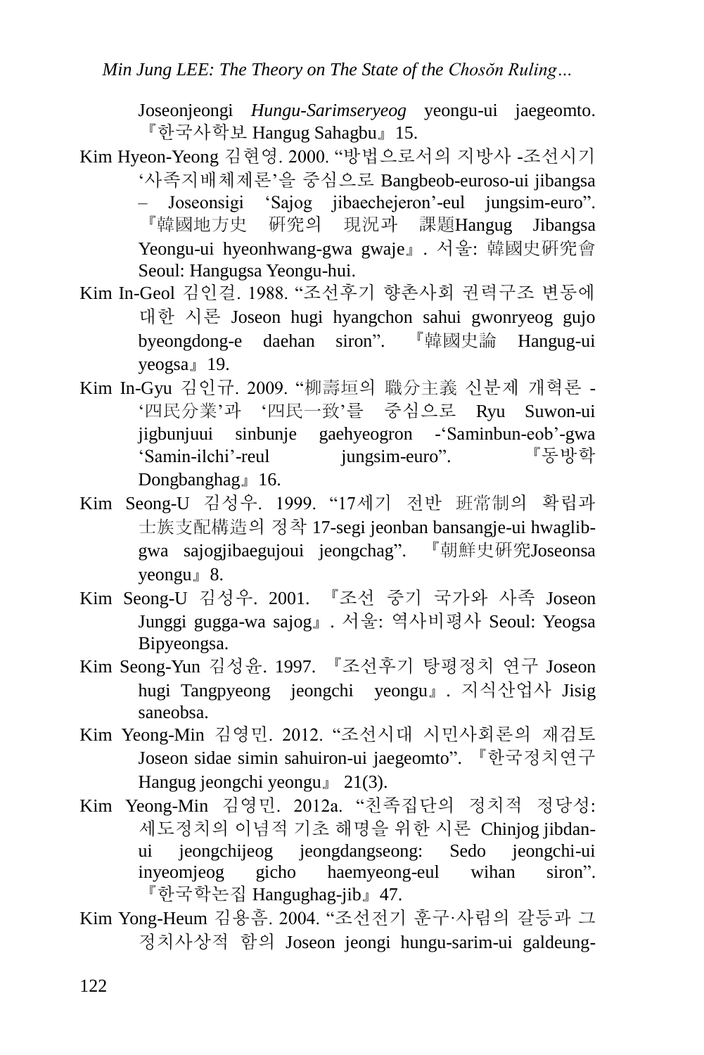Joseonjeongi *Hungu-Sarimseryeog* yeongu-ui jaegeomto. 『한국사학보 Hangug Sahagbu』15.

Kim Hyeon-Yeong 김현영. 2000. "방법으로서의 지방사 -조선시기 '사족지배체제론'을 중심으로 Bangbeob-euroso-ui jibangsa – Joseonsigi 'Sajog jibaechejeron'-eul jungsim-euro". 『韓國地方史 研究의 現況과 課題Hangug Jibangsa Yeongu-ui hyeonhwang-gwa gwaje』. 서울: 韓國史研究會 Seoul: Hangugsa Yeongu-hui.

Kim In-Geol 김인걸. 1988. "조선후기 향촌사회 권력구조 변동에 대한 시론 Joseon hugi hyangchon sahui gwonryeog gujo byeongdong-e daehan siron". 『韓國史論 Hangug-ui yeogsa』19.

Kim In-Gyu 김인규. 2009. "柳壽垣의 職分主義 신분제 개혁론 -'四民分業'과 '四民一致'를 중심으로 Ryu Suwon-ui jigbunjuui sinbunje gaehyeogron -'Saminbun-eob'-gwa 'Samin-ilchi'-reul jungsim-euro". 『동방학 Dongbanghag』16.

Kim Seong-U 김성우. 1999. "17세기 전반 班常制의 확립과 士族支配構造의 정착 17-segi jeonban bansangje-ui hwaglib-gwa sajogjibaegujoui jeongchag". 『朝鮮史研究Joseonsa yeongu』8.

Kim Seong-U 김성우. 2001. 『조선 중기 국가와 사족 Joseon Junggi gugga-wa sajog』. 서울: 역사비평사 Seoul: Yeogsa Bipyeongsa.

Kim Seong-Yun 김성윤. 1997. 『조선후기 탕평정치 연구 Joseon hugi Tangpyeong jeongchi yeongu』. 지식산업사 Jisig saneobsa.

Kim Yeong-Min 김영민. 2012. "조선시대 시민사회론의 재검토 Joseon sidae simin sahuiron-ui jaegeomto". 『한국정치연구 Hangug jeongchi yeongu』 21(3).

Kim Yeong-Min 김영민. 2012a. "친족집단의 정치적 정당성: 세도정치의 이념적 기초 해명을 위한 시론 Chinjog jibdan-ui jeongchijeog jeongdangseong: Sedo jeongchi-ui inyeomjeog gicho haemyeong-eul wihan siron". 『한국학논집 Hangughag-jib』47.

Kim Yong-Heum 김용흠. 2004. "조선전기 훈구·사림의 갈등과 그 정치사상적 함의 Joseon jeongi hungu-sarim-ui galdeung-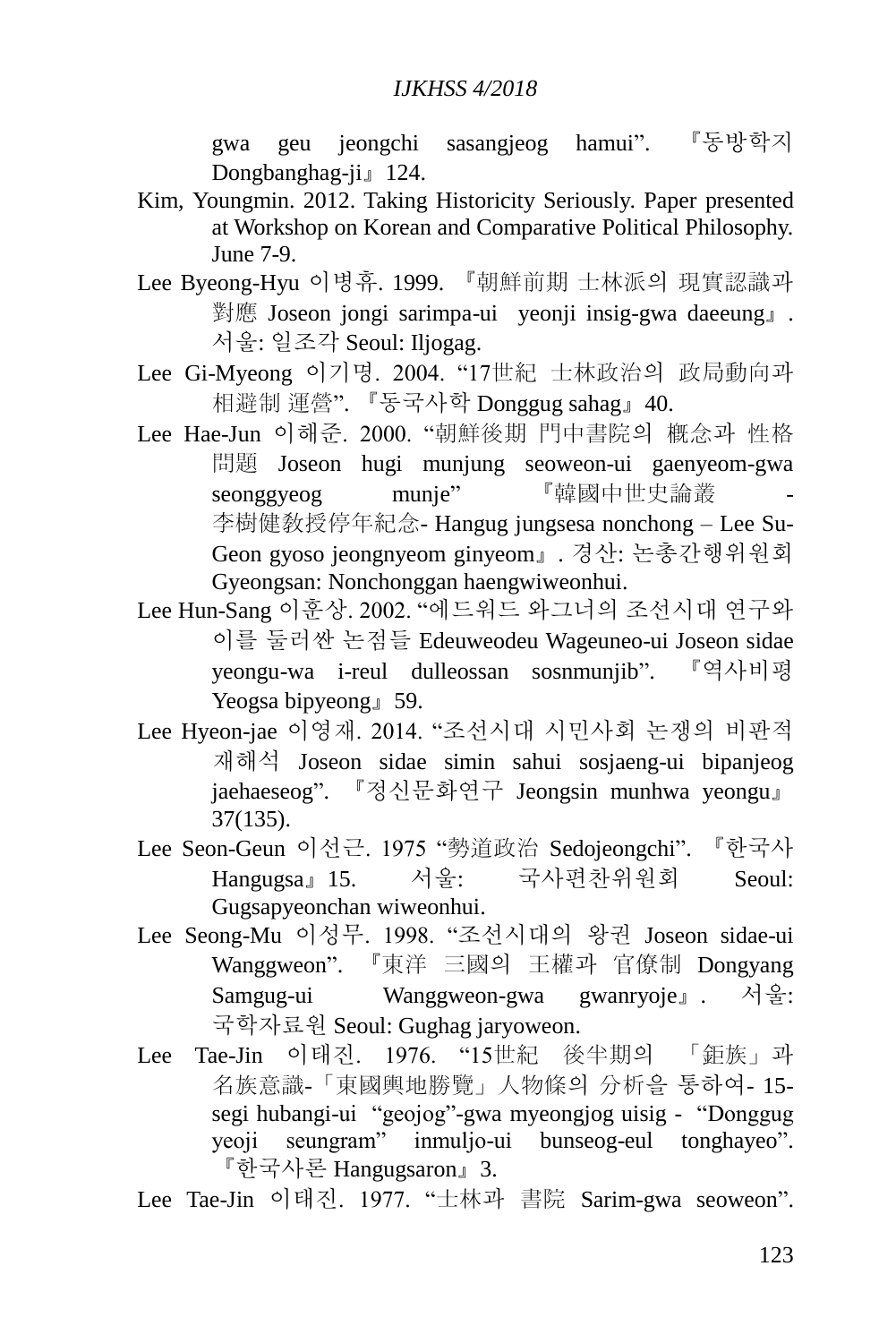gwa geu jeongchi sasangjeog hamui". 『동방학지 Dongbanghag-ji』124.

Kim, Youngmin. 2012. Taking Historicity Seriously. Paper presented at Workshop on Korean and Comparative Political Philosophy. June 7-9.

Lee Byeong-Hyu 이병휴. 1999. 『朝鮮前期 士林派의 現實認識과 對應 Joseon jongi sarimpa-ui yeonji insig-gwa daeeung』. 서울: 일조각 Seoul: Iljogag.

Lee Gi-Myeong 이기명. 2004. "17世紀 士林政治의 政局動向과 相避制 運營". 『동국사학 Donggug sahag』40.

Lee Hae-Jun 이해준. 2000. "朝鮮後期 門中書院의 槪念과 性格 問題 Joseon hugi munjung seoweon-ui gaenyeom-gwa seonggyeog munje" 『韓國中世史論叢 -李樹健敎授停年紀念- Hangug jungsesa nonchong – Lee Su-Geon gyoso jeongnyeom ginyeom』. 경산: 논총간행위원회 Gyeongsan: Nonchonggan haengwiweonhui.

Lee Hun-Sang 이훈상. 2002. "에드워드 와그너의 조선시대 연구와 이를 둘러싼 논점들 Edeuweodeu Wageuneo-ui Joseon sidae yeongu-wa i-reul dulleossan sosnmunjib". 『역사비평 Yeogsa bipyeong』59.

Lee Hyeon-jae 이영재. 2014. "조선시대 시민사회 논쟁의 비판적 재해석 Joseon sidae simin sahui sosjaeng-ui bipanjeog jaehaeseog". 『정신문화연구 Jeongsin munhwa yeongu』 37(135).

Lee Seon-Geun 이선근. 1975 "勢道政治 Sedojeongchi". 『한국사 Hangugsa』15. 서울: 국사편찬위원회 Seoul: Gugsapyeonchan wiweonhui.

Lee Seong-Mu 이성무. 1998. "조선시대의 왕권 Joseon sidae-ui Wanggweon". 『東洋 三國의 王權과 官僚制 Dongyang Samgug-ui Wanggweon-gwa gwanryoje』. 서울: 국학자료원 Seoul: Gughag jaryoweon.

Lee Tae-Jin 이태진. 1976. "15世紀 後半期의 「鉅族」과 名族意識-「東國輿地勝覽」人物條의 分析을 통하여- 15-segi hubangi-ui "geojog"-gwa myeongjog uisig - "Donggug yeoji seungram" inmuljo-ui bunseog-eul tonghayeo". 『한국사론 Hangugsaron』3.

Lee Tae-Jin 이태진. 1977. "士林과 書院 Sarim-gwa seoweon".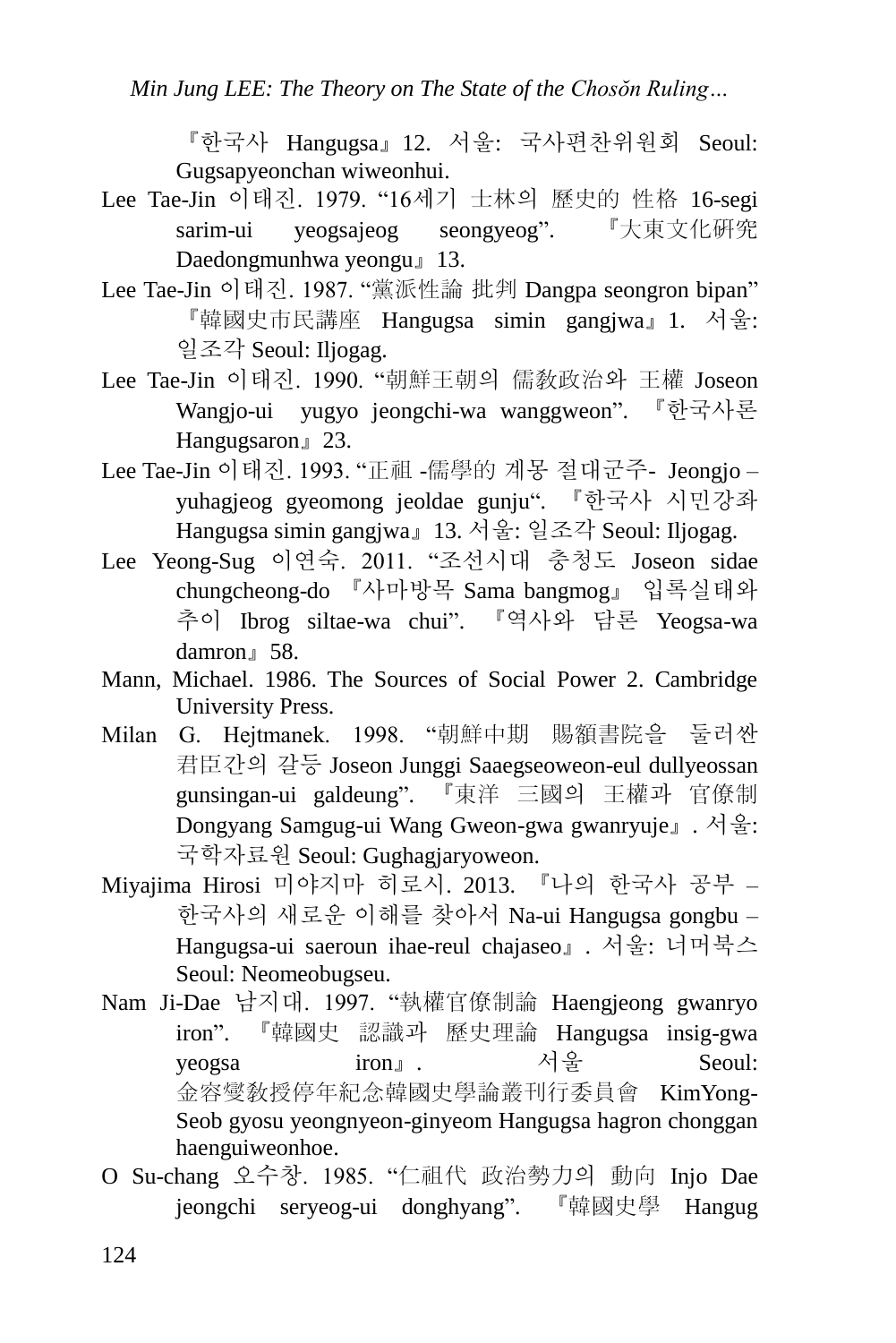『한국사 Hangugsa』12. 서울: 국사편찬위원회 Seoul: Gugsapyeonchan wiweonhui.

Lee Tae-Jin 이태진. 1979. “16세기 士林의 歷史的 性格 16-segi sarim-ui yeogsajeog seongyeog”. 『大東文化硏究 Daedongmunhwa yeongu』13.

Lee Tae-Jin 이태진. 1987. “黨派性論 批判 Dangpa seongron bipan” 『韓國史市民講座 Hangugsa simin gangjwa』1. 서울: 일조각 Seoul: Iljogag.

Lee Tae-Jin 이태진. 1990. “朝鮮王朝의 儒敎政治와 王權 Joseon Wangjo-ui yugyo jeongchi-wa wanggweon”. 『한국사론 Hangugsaron』23.

Lee Tae-Jin 이태진. 1993. “正祖 -儒學的 계몽 절대군주- Jeongjo – yuhagjeog gyeomong jeoldae gunju“. 『한국사 시민강좌 Hangugsa simin gangjwa』13. 서울: 일조각 Seoul: Iljogag.

Lee Yeong-Sug 이연숙. 2011. “조선시대 충청도 Joseon sidae chungcheong-do 『사마방목 Sama bangmog』 입록실태와 추이 Ibrog siltae-wa chui”. 『역사와 담론 Yeogsa-wa damron』58.

Mann, Michael. 1986. The Sources of Social Power 2. Cambridge University Press.

Milan G. Hejtmanek. 1998. “朝鮮中期 賜額書院을 둘러싼 君臣간의 갈등 Joseon Junggi Saaegseoweon-eul dullyeossan gunsingan-ui galdeung”. 『東洋 三國의 王權과 官僚制 Dongyang Samgug-ui Wang Gweon-gwa gwanryuje』. 서울: 국학자료원 Seoul: Gughagjaryoweon.

Miyajima Hirosi 미야지마 히로시. 2013. 『나의 한국사 공부 – 한국사의 새로운 이해를 찾아서 Na-ui Hangugsa gongbu – Hangugsa-ui saeroun ihae-reul chajaseo』. 서울: 너머북스 Seoul: Neomeobugseu.

Nam Ji-Dae 남지대. 1997. “執權官僚制論 Haengjeong gwanryo iron”. 『韓國史 認識과 歷史理論 Hangugsa insig-gwa yeogsa iron』. 서울 Seoul: 金容燮敎授停年紀念韓國史學論叢刊行委員會 KimYong-Seob gyosu yeongnyeon-ginyeom Hangugsa hagron chonggan haenguiweonhoe.

O Su-chang 오수창. 1985. “仁祖代 政治勢力의 動向 Injo Dae jeongchi seryeog-ui donghyang”. 『韓國史學 Hangug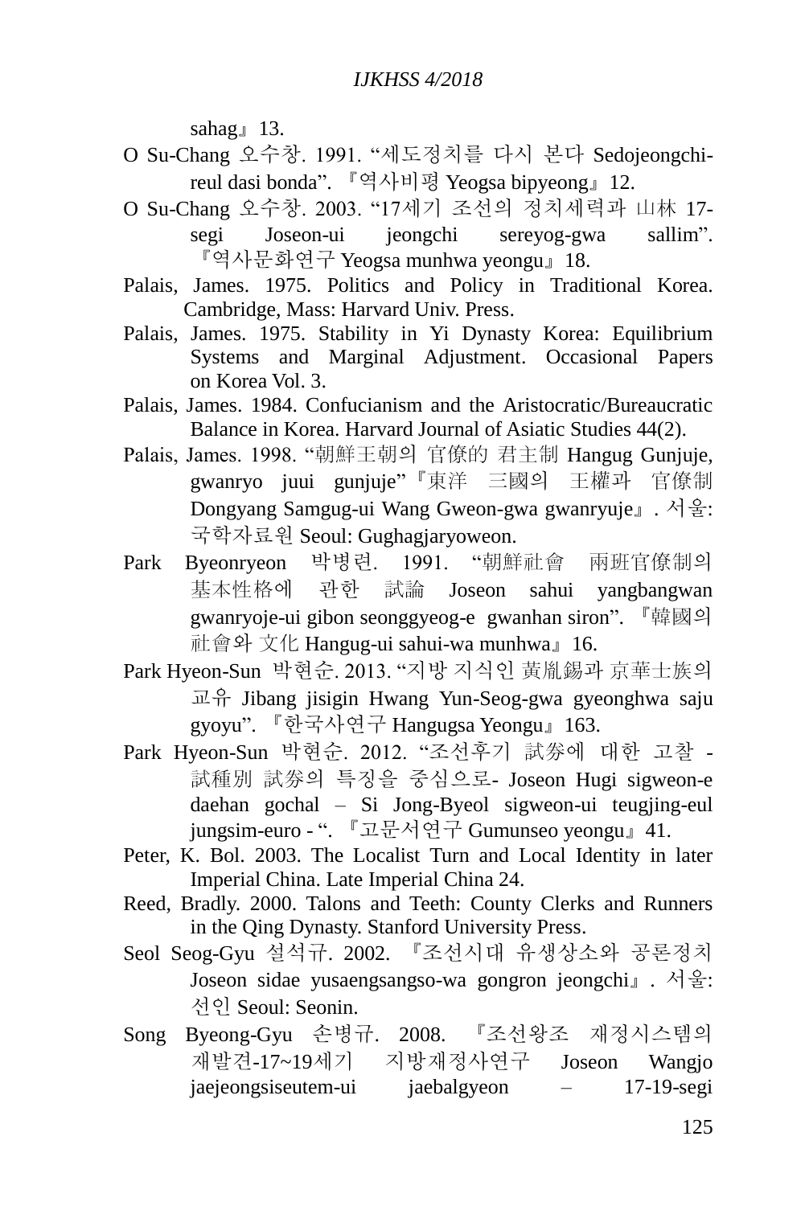sahag』13.

O Su-Chang 오수창. 1991. "세도정치를 다시 본다 Sedojeongchi-reul dasi bonda". 『역사비평 Yeogsa bipyeong』12.

O Su-Chang 오수창. 2003. "17세기 조선의 정치세력과 山林 17-segi Joseon-ui jeongchi sereyog-gwa sallim". 『역사문화연구 Yeogsa munhwa yeongu』18.

Palais, James. 1975. Politics and Policy in Traditional Korea. Cambridge, Mass: Harvard Univ. Press.

Palais, James. 1975. Stability in Yi Dynasty Korea: Equilibrium Systems and Marginal Adjustment. Occasional Papers on Korea Vol. 3.

Palais, James. 1984. Confucianism and the Aristocratic/Bureaucratic Balance in Korea. Harvard Journal of Asiatic Studies 44(2).

Palais, James. 1998. "朝鮮王朝의 官僚的 君主制 Hangug Gunjuje, gwanryo juui gunjuje"『東洋 三國의 王權과 官僚制 Dongyang Samgug-ui Wang Gweon-gwa gwanryuje』. 서울: 국학자료원 Seoul: Gughagjaryoweon.

Park Byeonryeon 박병련. 1991. "朝鮮社會 兩班官僚制의 基本性格에 관한 試論 Joseon sahui yangbangwan gwanryoje-ui gibon seonggyeog-e gwanhan siron". 『韓國의 社會와 文化 Hangug-ui sahui-wa munhwa』16.

Park Hyeon-Sun 박현순. 2013. "지방 지식인 黃胤錫과 京華士族의 교유 Jibang jisigin Hwang Yun-Seog-gwa gyeonghwa saju gyoyu". 『한국사연구 Hangugsa Yeongu』163.

Park Hyeon-Sun 박현순. 2012. "조선후기 試券에 대한 고찰 -試種別 試券의 특징을 중심으로- Joseon Hugi sigweon-e daehan gochal – Si Jong-Byeol sigweon-ui teugjing-eul jungsim-euro - ". 『고문서연구 Gumunseo yeongu』41.

Peter, K. Bol. 2003. The Localist Turn and Local Identity in later Imperial China. Late Imperial China 24.

Reed, Bradly. 2000. Talons and Teeth: County Clerks and Runners in the Qing Dynasty. Stanford University Press.

Seol Seog-Gyu 설석규. 2002. 『조선시대 유생상소와 공론정치 Joseon sidae yusaengsangso-wa gongron jeongchi』. 서울: 선인 Seoul: Seonin.

Song Byeong-Gyu 손병규. 2008. 『조선왕조 재정시스템의 재발견-17~19세기 지방재정사연구 Joseon Wangjo jaejeongsiseutem-ui jaebalgyeon – 17-19-segi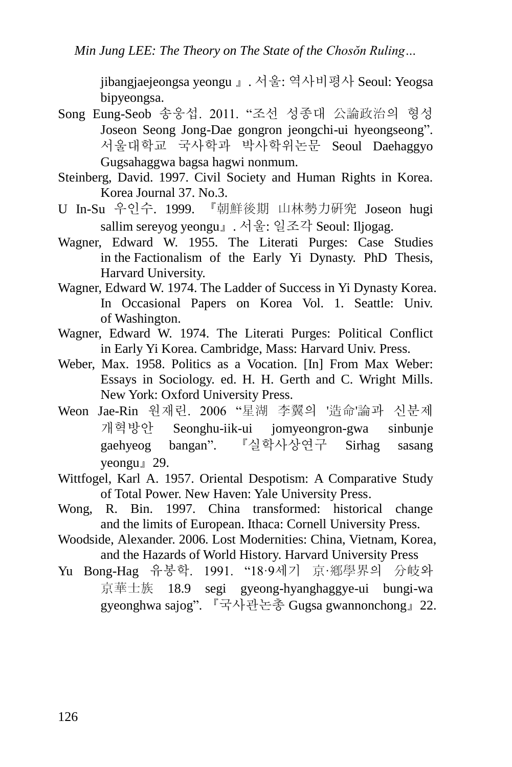jibangjaejeongsa yeongu』. 서울: 역사비평사 Seoul: Yeogsa bipyeongsa.

Song Eung-Seob 송웅섭. 2011. "조선 성종대 公論政治의 형성 Joseon Seong Jong-Dae gongron jeongchi-ui hyeongseong". 서울대학교 국사학과 박사학위논문 Seoul Daehaggyo Gugsahaggwa bagsa hagwi nonmum.

Steinberg, David. 1997. Civil Society and Human Rights in Korea. Korea Journal 37. No.3.

U In-Su 우인수. 1999. 『朝鮮後期 山林勢力硏究 Joseon hugi sallim sereyog yeongu』. 서울: 일조각 Seoul: Iljogag.

Wagner, Edward W. 1955. The Literati Purges: Case Studies in the Factionalism of the Early Yi Dynasty. PhD Thesis, Harvard University.

Wagner, Edward W. 1974. The Ladder of Success in Yi Dynasty Korea. In Occasional Papers on Korea Vol. 1. Seattle: Univ. of Washington.

Wagner, Edward W. 1974. The Literati Purges: Political Conflict in Early Yi Korea. Cambridge, Mass: Harvard Univ. Press.

Weber, Max. 1958. Politics as a Vocation. [In] From Max Weber: Essays in Sociology. ed. H. H. Gerth and C. Wright Mills. New York: Oxford University Press.

Weon Jae-Rin 원재린. 2006 "星湖 李翼의 '造命'論과 신분제 개혁방안 Seonghu-iik-ui jomyeongron-gwa sinbunje gaehyeog bangan". 『실학사상연구 Sirhag sasang yeongu』29.

Wittfogel, Karl A. 1957. Oriental Despotism: A Comparative Study of Total Power. New Haven: Yale University Press.

Wong, R. Bin. 1997. China transformed: historical change and the limits of European. Ithaca: Cornell University Press.

Woodside, Alexander. 2006. Lost Modernities: China, Vietnam, Korea, and the Hazards of World History. Harvard University Press

Yu Bong-Hag 유봉학. 1991. "18·9세기 京·鄕學界의 分岐와 京華士族 18.9 segi gyeong-hyanghaggye-ui bungi-wa gyeonghwa sajog". 『국사관논총 Gugsa gwannonchong』22.